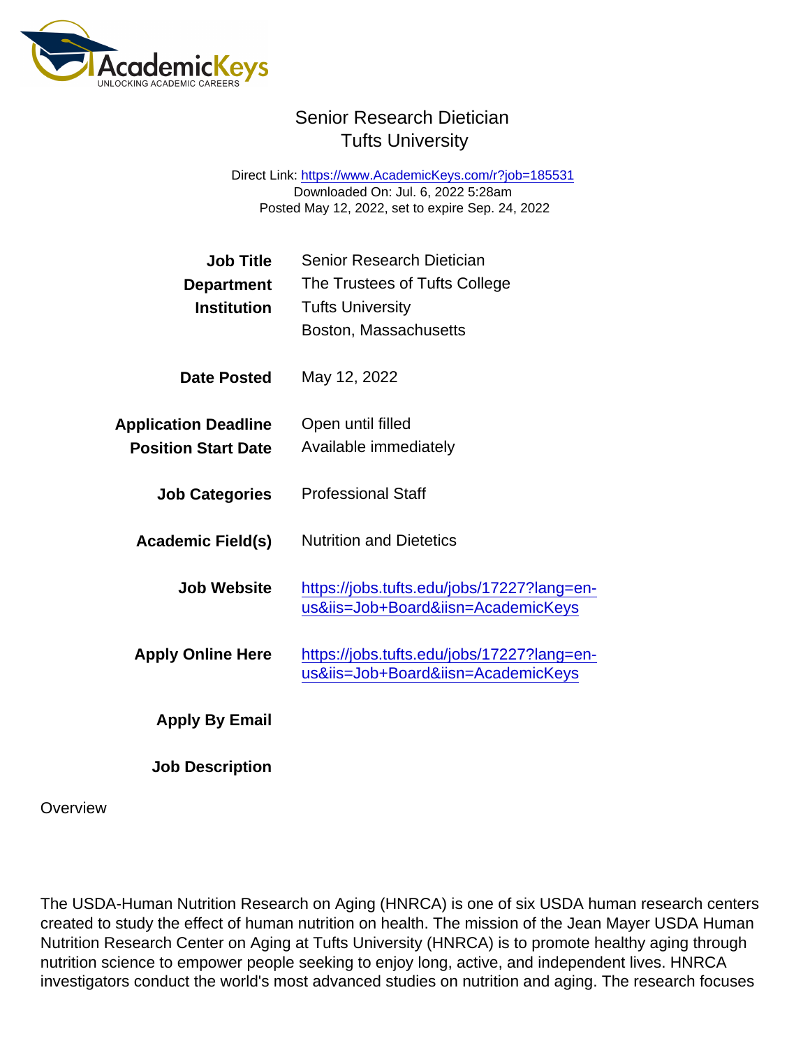# Senior Research Dietician
## Tufts University

Direct Link: https://www.AcademicKeys.com/r?job=185531
Downloaded On: Jul. 6, 2022 5:28am
Posted May 12, 2022, set to expire Sep. 24, 2022

**Job Title** Senior Research Dietician

**Department** The Trustees of Tufts College

**Institution** Tufts University
Boston, Massachusetts

**Date Posted** May 12, 2022

**Application Deadline** Open until filled

**Position Start Date** Available immediately

**Job Categories** Professional Staff

**Academic Field(s)** Nutrition and Dietetics

**Job Website** https://jobs.tufts.edu/jobs/17227?lang=en-us&iis=Job+Board&iisn=AcademicKeys

**Apply Online Here** https://jobs.tufts.edu/jobs/17227?lang=en-us&iis=Job+Board&iisn=AcademicKeys

**Apply By Email**

**Job Description**

Overview

The USDA-Human Nutrition Research on Aging (HNRCA) is one of six USDA human research centers created to study the effect of human nutrition on health. The mission of the Jean Mayer USDA Human Nutrition Research Center on Aging at Tufts University (HNRCA) is to promote healthy aging through nutrition science to empower people seeking to enjoy long, active, and independent lives. HNRCA investigators conduct the world's most advanced studies on nutrition and aging. The research focuses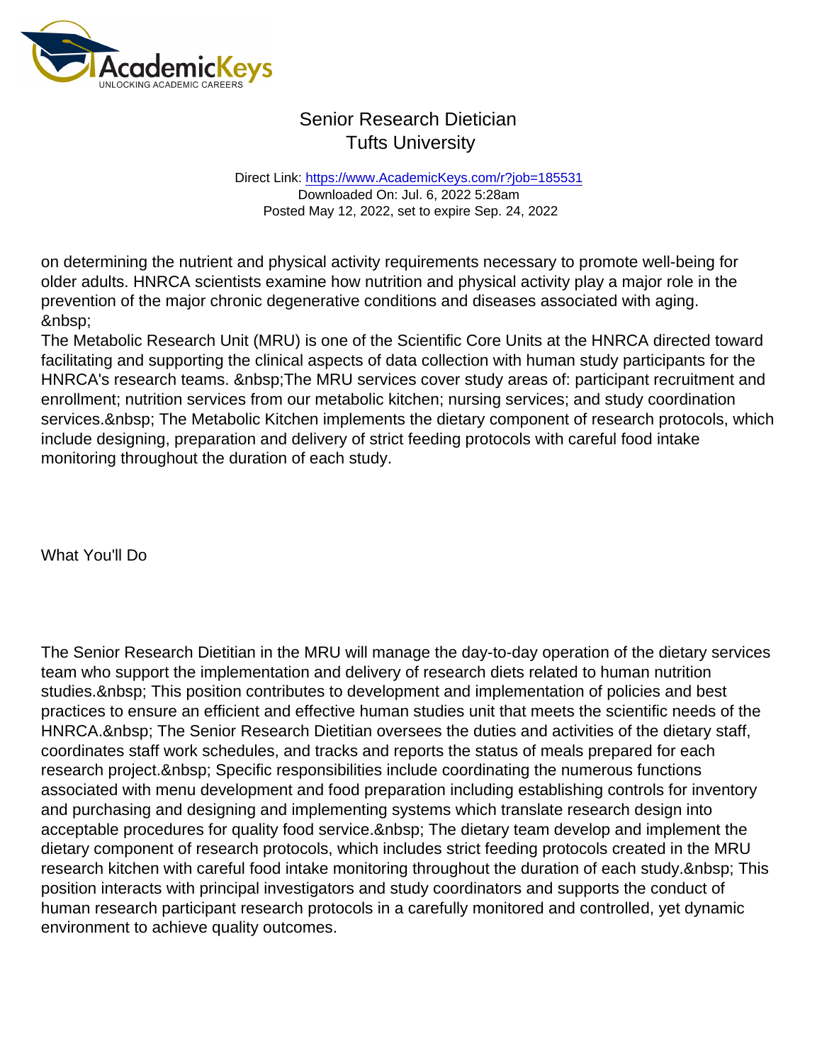on determining the nutrient and physical activity requirements necessary to promote well-being for older adults. HNRCA scientists examine how nutrition and physical activity play a major role in the prevention of the major chronic degenerative conditions and diseases associated with aging. &nbsp;

The Metabolic Research Unit (MRU) is one of the Scientific Core Units at the HNRCA directed toward facilitating and supporting the clinical aspects of data collection with human study participants for the HNRCA's research teams. &nbsp;The MRU services cover study areas of: participant recruitment and enrollment; nutrition services from our metabolic kitchen; nursing services; and study coordination services.&nbsp; The Metabolic Kitchen implements the dietary component of research protocols, which include designing, preparation and delivery of strict feeding protocols with careful food intake monitoring throughout the duration of each study.

What You'll Do

The Senior Research Dietitian in the MRU will manage the day-to-day operation of the dietary services team who support the implementation and delivery of research diets related to human nutrition studies.&nbsp; This position contributes to development and implementation of policies and best practices to ensure an efficient and effective human studies unit that meets the scientific needs of the HNRCA.&nbsp; The Senior Research Dietitian oversees the duties and activities of the dietary staff, coordinates staff work schedules, and tracks and reports the status of meals prepared for each research project.&nbsp; Specific responsibilities include coordinating the numerous functions associated with menu development and food preparation including establishing controls for inventory and purchasing and designing and implementing systems which translate research design into acceptable procedures for quality food service.&nbsp; The dietary team develop and implement the dietary component of research protocols, which includes strict feeding protocols created in the MRU research kitchen with careful food intake monitoring throughout the duration of each study.&nbsp; This position interacts with principal investigators and study coordinators and supports the conduct of human research participant research protocols in a carefully monitored and controlled, yet dynamic environment to achieve quality outcomes.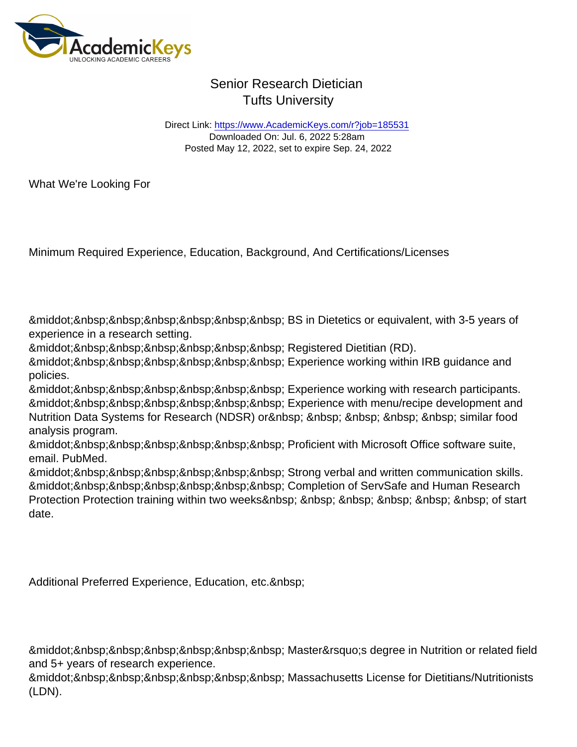# Senior Research Dietician
## Tufts University

Direct Link: https://www.AcademicKeys.com/r?job=185531
Downloaded On: Jul. 6, 2022 5:28am
Posted May 12, 2022, set to expire Sep. 24, 2022

What We're Looking For

Minimum Required Experience, Education, Background, And Certifications/Licenses

&middot;&nbsp;&nbsp;&nbsp;&nbsp;&nbsp;&nbsp; BS in Dietetics or equivalent, with 3-5 years of experience in a research setting.
&middot;&nbsp;&nbsp;&nbsp;&nbsp;&nbsp;&nbsp; Registered Dietitian (RD).
&middot;&nbsp;&nbsp;&nbsp;&nbsp;&nbsp;&nbsp; Experience working within IRB guidance and policies.
&middot;&nbsp;&nbsp;&nbsp;&nbsp;&nbsp;&nbsp; Experience working with research participants.
&middot;&nbsp;&nbsp;&nbsp;&nbsp;&nbsp;&nbsp; Experience with menu/recipe development and Nutrition Data Systems for Research (NDSR) or&nbsp; &nbsp; &nbsp; &nbsp; &nbsp; similar food analysis program.
&middot;&nbsp;&nbsp;&nbsp;&nbsp;&nbsp;&nbsp; Proficient with Microsoft Office software suite, email. PubMed.
&middot;&nbsp;&nbsp;&nbsp;&nbsp;&nbsp;&nbsp; Strong verbal and written communication skills.
&middot;&nbsp;&nbsp;&nbsp;&nbsp;&nbsp;&nbsp; Completion of ServSafe and Human Research Protection Protection training within two weeks&nbsp; &nbsp; &nbsp; &nbsp; &nbsp; &nbsp; of start date.

Additional Preferred Experience, Education, etc.&nbsp;

&middot;&nbsp;&nbsp;&nbsp;&nbsp;&nbsp;&nbsp; Master&rsquo;s degree in Nutrition or related field and 5+ years of research experience.
&middot;&nbsp;&nbsp;&nbsp;&nbsp;&nbsp;&nbsp; Massachusetts License for Dietitians/Nutritionists (LDN).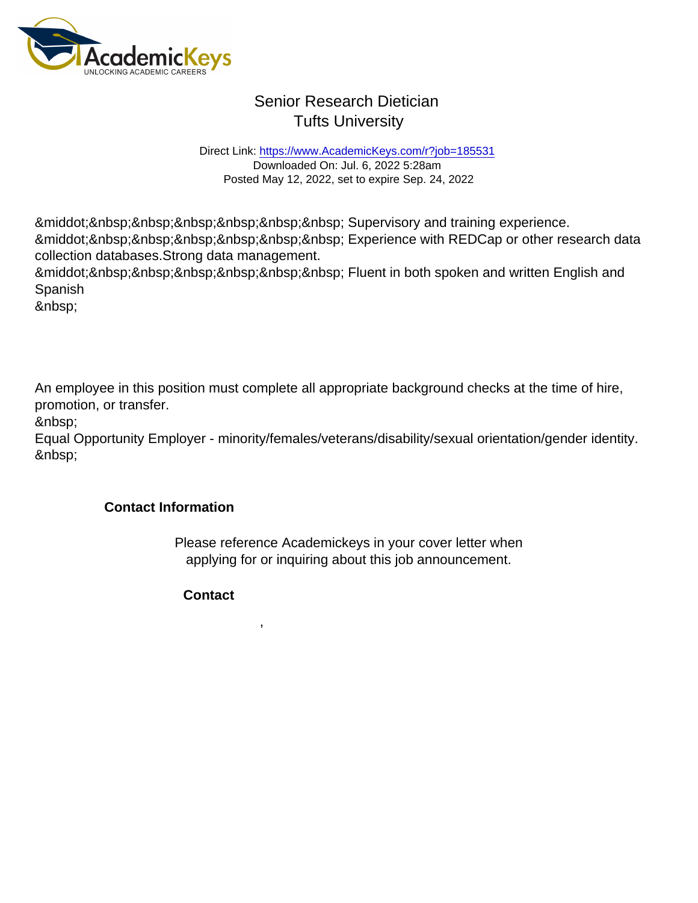Senior Research Dietician
Tufts University

Direct Link: https://www.AcademicKeys.com/r?job=185531
Downloaded On: Jul. 6, 2022 5:28am
Posted May 12, 2022, set to expire Sep. 24, 2022

&middot;&nbsp;&nbsp;&nbsp;&nbsp;&nbsp;&nbsp; Supervisory and training experience.
&middot;&nbsp;&nbsp;&nbsp;&nbsp;&nbsp;&nbsp; Experience with REDCap or other research data collection databases.Strong data management.
&middot;&nbsp;&nbsp;&nbsp;&nbsp;&nbsp;&nbsp; Fluent in both spoken and written English and Spanish
&nbsp;

An employee in this position must complete all appropriate background checks at the time of hire, promotion, or transfer.
&nbsp;
Equal Opportunity Employer - minority/females/veterans/disability/sexual orientation/gender identity.
&nbsp;

**Contact Information**

Please reference Academickeys in your cover letter when applying for or inquiring about this job announcement.

**Contact**

,